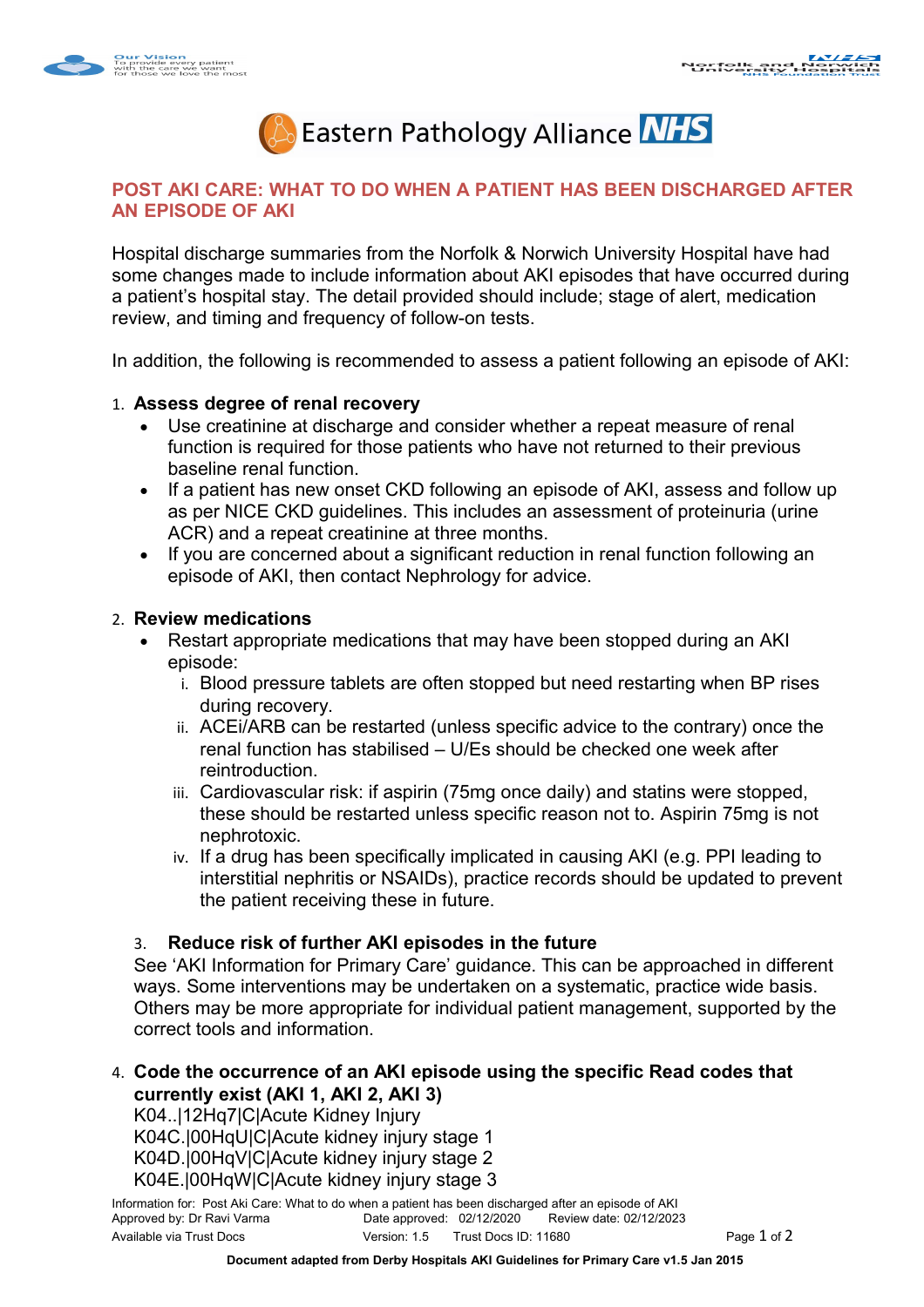# POST AKI CARE: WHAT TO DO WHEN A PATIENT HAS BEEN DISCHARGED AFTER AN EPISODE OF AKI

Hospital discharge summaries from the Norfolk & Norwich University Hospital have had some changes made to include information about AKI episodes that have occurred during a patient's hospital stay. The detail provided should include; stage of alert, medication review, and timing and frequency of follow-on tests.

In addition, the following is recommended to assess a patient following an episode of AKI:

1. **Assess degree of renal recovery**
   - Use creatinine at discharge and consider whether a repeat measure of renal function is required for those patients who have not returned to their previous baseline renal function.
   - If a patient has new onset CKD following an episode of AKI, assess and follow up as per NICE CKD guidelines. This includes an assessment of proteinuria (urine ACR) and a repeat creatinine at three months.
   - If you are concerned about a significant reduction in renal function following an episode of AKI, then contact Nephrology for advice.

2. **Review medications**
   - Restart appropriate medications that may have been stopped during an AKI episode:
     1. Blood pressure tablets are often stopped but need restarting when BP rises during recovery.
     2. ACEi/ARB can be restarted (unless specific advice to the contrary) once the renal function has stabilised – U/Es should be checked one week after reintroduction.
     3. Cardiovascular risk: if aspirin (75mg once daily) and statins were stopped, these should be restarted unless specific reason not to. Aspirin 75mg is not nephrotoxic.
     4. If a drug has been specifically implicated in causing AKI (e.g. PPI leading to interstitial nephritis or NSAIDs), practice records should be updated to prevent the patient receiving these in future.

3. **Reduce risk of further AKI episodes in the future**

   See 'AKI Information for Primary Care' guidance. This can be approached in different ways. Some interventions may be undertaken on a systematic, practice wide basis. Others may be more appropriate for individual patient management, supported by the correct tools and information.

4. **Code the occurrence of an AKI episode using the specific Read codes that currently exist (AKI 1, AKI 2, AKI 3)**

   K04..|12Hq7|C|Acute Kidney Injury
   K04C.|00HqU|C|Acute kidney injury stage 1
   K04D.|00HqV|C|Acute kidney injury stage 2
   K04E.|00HqW|C|Acute kidney injury stage 3

Information for: Post Aki Care: What to do when a patient has been discharged after an episode of AKI
Approved by: Dr Ravi Varma Date approved: 02/12/2020 Review date: 02/12/2023
Available via Trust Docs Version: 1.5 Trust Docs ID: 11680

**Document adapted from Derby Hospitals AKI Guidelines for Primary Care v1.5 Jan 2015**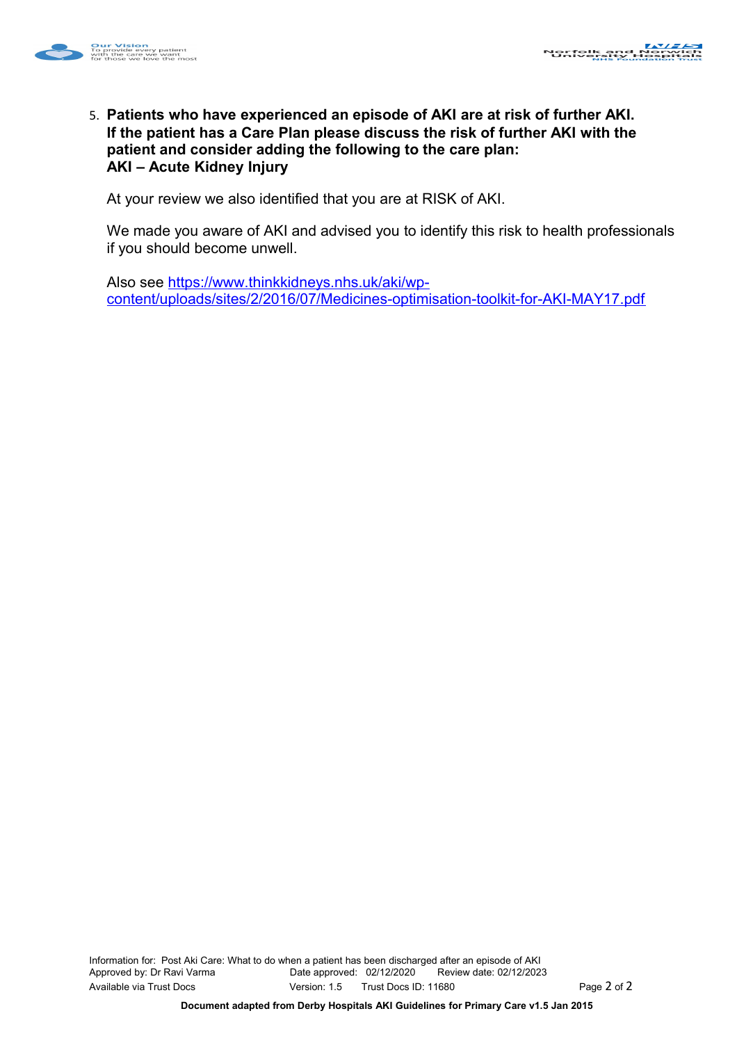5. **Patients who have experienced an episode of AKI are at risk of further AKI. If the patient has a Care Plan please discuss the risk of further AKI with the patient and consider adding the following to the care plan:**
   **AKI – Acute Kidney Injury**

   At your review we also identified that you are at RISK of AKI.

   We made you aware of AKI and advised you to identify this risk to health professionals if you should become unwell.

   Also see [https://www.thinkkidneys.nhs.uk/aki/wp-content/uploads/sites/2/2016/07/Medicines-optimisation-toolkit-for-AKI-MAY17.pdf](https://www.thinkkidneys.nhs.uk/aki/wp-content/uploads/sites/2/2016/07/Medicines-optimisation-toolkit-for-AKI-MAY17.pdf)